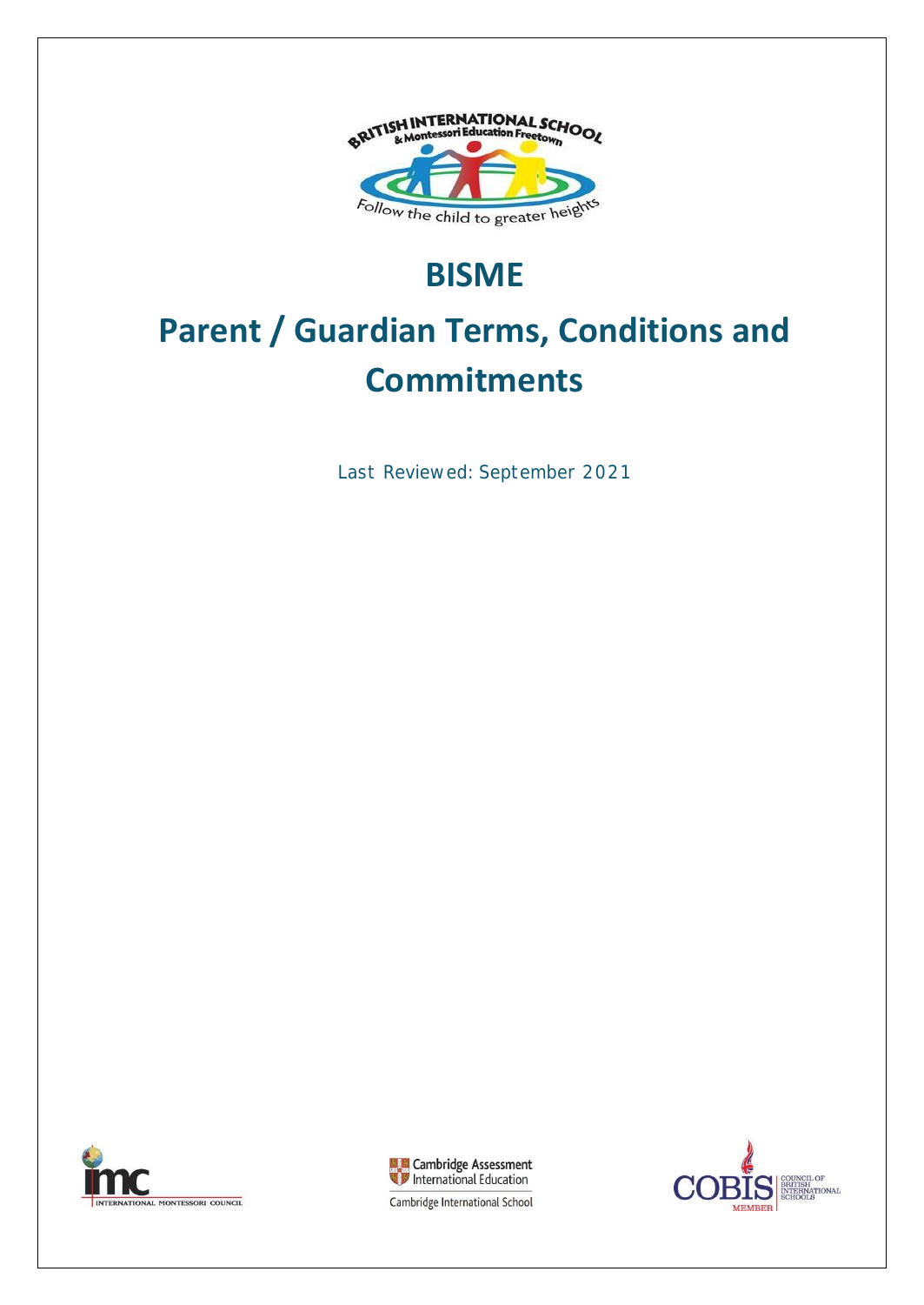# BISME

# Parent / Guardian Terms, Conditions and Commitments

Last Reviewed: September 2021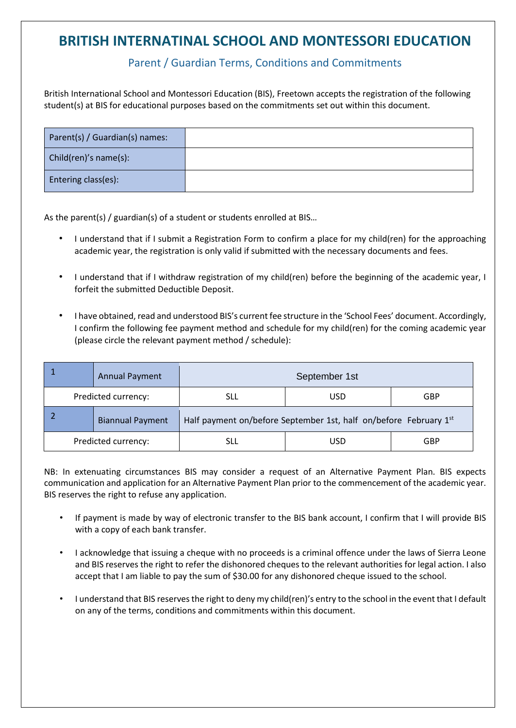# BRITISH INTERNATINAL SCHOOL AND MONTESSORI EDUCATION

## Parent / Guardian Terms, Conditions and Commitments

British International School and Montessori Education (BIS), Freetown accepts the registration of the following student(s) at BIS for educational purposes based on the commitments set out within this document.

| Parent(s) / Guardian(s) names: | |
|---|---|
| Child(ren)'s name(s): | |
| Entering class(es): | |

As the parent(s) / guardian(s) of a student or students enrolled at BIS…

- I understand that if I submit a Registration Form to confirm a place for my child(ren) for the approaching academic year, the registration is only valid if submitted with the necessary documents and fees.
- I understand that if I withdraw registration of my child(ren) before the beginning of the academic year, I forfeit the submitted Deductible Deposit.
- I have obtained, read and understood BIS's current fee structure in the 'School Fees' document. Accordingly, I confirm the following fee payment method and schedule for my child(ren) for the coming academic year (please circle the relevant payment method / schedule):

| 1 | Annual Payment | September 1st | | |
|---|---|---|---|---|
| Predicted currency: | | SLL | USD | GBP |
| 2 | Biannual Payment | Half payment on/before September 1st, half on/before February 1st | | |
| Predicted currency: | | SLL | USD | GBP |

NB: In extenuating circumstances BIS may consider a request of an Alternative Payment Plan. BIS expects communication and application for an Alternative Payment Plan prior to the commencement of the academic year. BIS reserves the right to refuse any application.

- If payment is made by way of electronic transfer to the BIS bank account, I confirm that I will provide BIS with a copy of each bank transfer.
- I acknowledge that issuing a cheque with no proceeds is a criminal offence under the laws of Sierra Leone and BIS reserves the right to refer the dishonored cheques to the relevant authorities for legal action. I also accept that I am liable to pay the sum of $30.00 for any dishonored cheque issued to the school.
- I understand that BIS reserves the right to deny my child(ren)'s entry to the school in the event that I default on any of the terms, conditions and commitments within this document.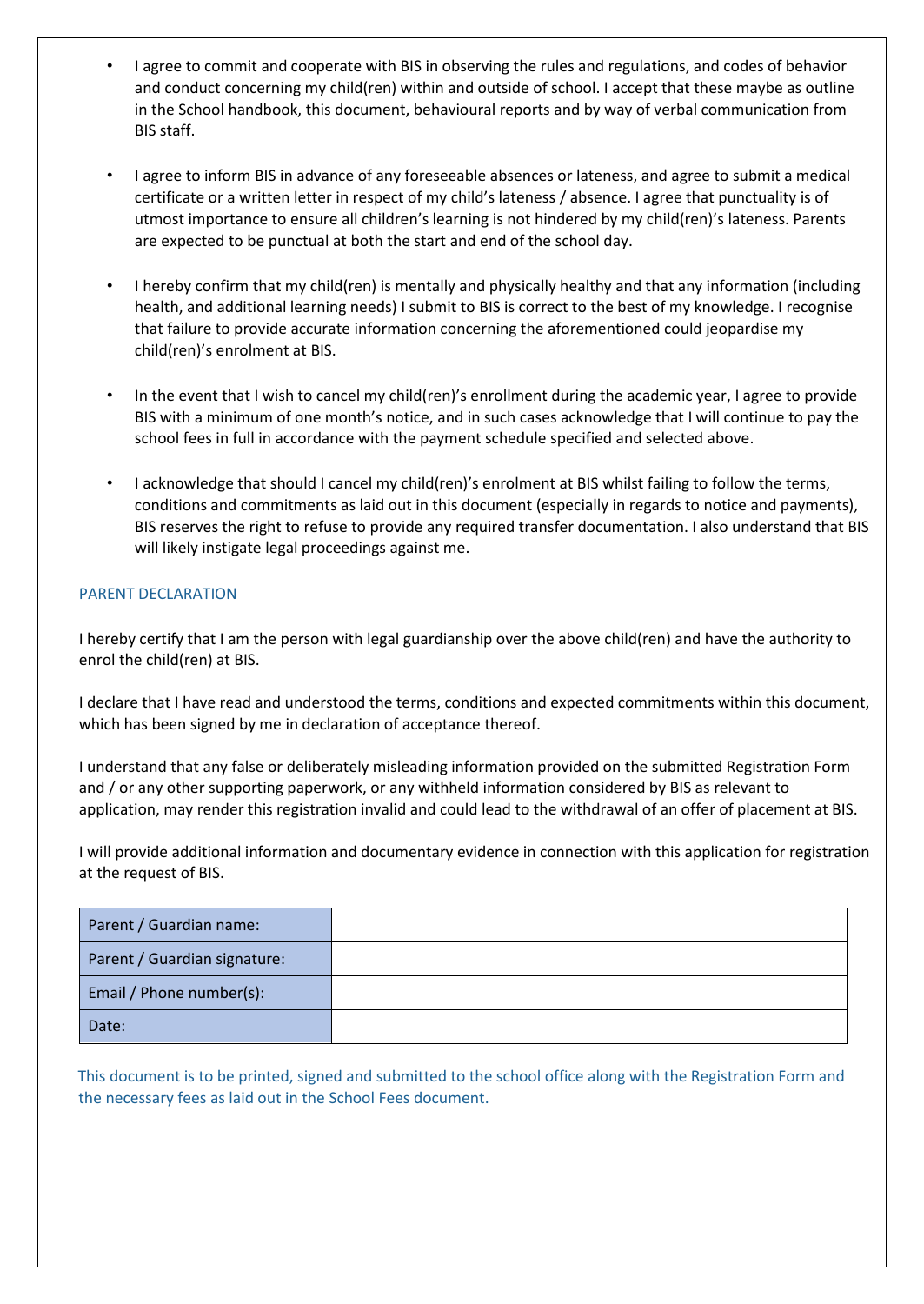- I agree to commit and cooperate with BIS in observing the rules and regulations, and codes of behavior and conduct concerning my child(ren) within and outside of school. I accept that these maybe as outline in the School handbook, this document, behavioural reports and by way of verbal communication from BIS staff.

- I agree to inform BIS in advance of any foreseeable absences or lateness, and agree to submit a medical certificate or a written letter in respect of my child's lateness / absence. I agree that punctuality is of utmost importance to ensure all children's learning is not hindered by my child(ren)'s lateness. Parents are expected to be punctual at both the start and end of the school day.

- I hereby confirm that my child(ren) is mentally and physically healthy and that any information (including health, and additional learning needs) I submit to BIS is correct to the best of my knowledge. I recognise that failure to provide accurate information concerning the aforementioned could jeopardise my child(ren)'s enrolment at BIS.

- In the event that I wish to cancel my child(ren)'s enrollment during the academic year, I agree to provide BIS with a minimum of one month's notice, and in such cases acknowledge that I will continue to pay the school fees in full in accordance with the payment schedule specified and selected above.

- I acknowledge that should I cancel my child(ren)'s enrolment at BIS whilst failing to follow the terms, conditions and commitments as laid out in this document (especially in regards to notice and payments), BIS reserves the right to refuse to provide any required transfer documentation. I also understand that BIS will likely instigate legal proceedings against me.

## PARENT DECLARATION

I hereby certify that I am the person with legal guardianship over the above child(ren) and have the authority to enrol the child(ren) at BIS.

I declare that I have read and understood the terms, conditions and expected commitments within this document, which has been signed by me in declaration of acceptance thereof.

I understand that any false or deliberately misleading information provided on the submitted Registration Form and / or any other supporting paperwork, or any withheld information considered by BIS as relevant to application, may render this registration invalid and could lead to the withdrawal of an offer of placement at BIS.

I will provide additional information and documentary evidence in connection with this application for registration at the request of BIS.

| | |
|---|---|
| Parent / Guardian name: | |
| Parent / Guardian signature: | |
| Email / Phone number(s): | |
| Date: | |

This document is to be printed, signed and submitted to the school office along with the Registration Form and the necessary fees as laid out in the School Fees document.